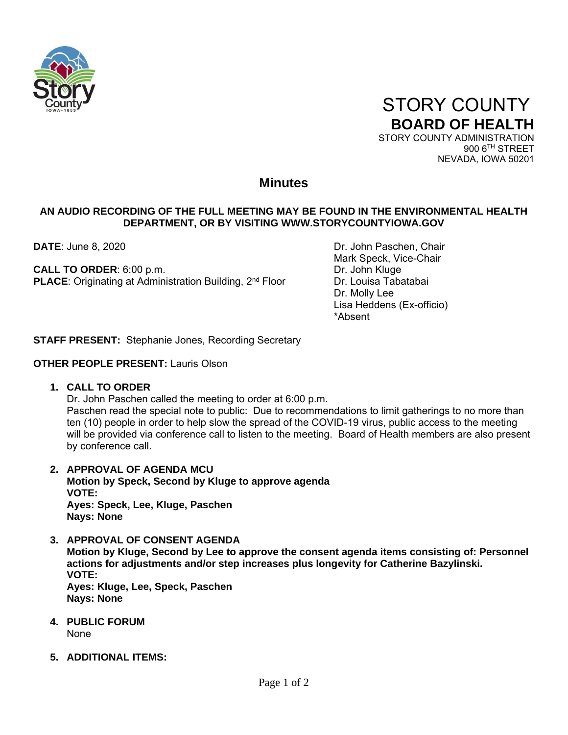# STORY COUNTY
## BOARD OF HEALTH

STORY COUNTY ADMINISTRATION
900 6TH STREET
NEVADA, IOWA 50201

## Minutes

**AN AUDIO RECORDING OF THE FULL MEETING MAY BE FOUND IN THE ENVIRONMENTAL HEALTH DEPARTMENT, OR BY VISITING WWW.STORYCOUNTYIOWA.GOV**

**DATE**: June 8, 2020

**CALL TO ORDER**: 6:00 p.m.
**PLACE**: Originating at Administration Building, 2nd Floor

Dr. John Paschen, Chair
Mark Speck, Vice-Chair
Dr. John Kluge
Dr. Louisa Tabatabai
Dr. Molly Lee
Lisa Heddens (Ex-officio)
*Absent

**STAFF PRESENT:** Stephanie Jones, Recording Secretary

**OTHER PEOPLE PRESENT:** Lauris Olson

1. **CALL TO ORDER**
   Dr. John Paschen called the meeting to order at 6:00 p.m.
   Paschen read the special note to public: Due to recommendations to limit gatherings to no more than ten (10) people in order to help slow the spread of the COVID-19 virus, public access to the meeting will be provided via conference call to listen to the meeting. Board of Health members are also present by conference call.

2. **APPROVAL OF AGENDA MCU**
   **Motion by Speck, Second by Kluge to approve agenda**
   **VOTE:**
   **Ayes: Speck, Lee, Kluge, Paschen**
   **Nays: None**

3. **APPROVAL OF CONSENT AGENDA**
   **Motion by Kluge, Second by Lee to approve the consent agenda items consisting of: Personnel actions for adjustments and/or step increases plus longevity for Catherine Bazylinski.**
   **VOTE:**
   **Ayes: Kluge, Lee, Speck, Paschen**
   **Nays: None**

4. **PUBLIC FORUM**
   None

5. **ADDITIONAL ITEMS:**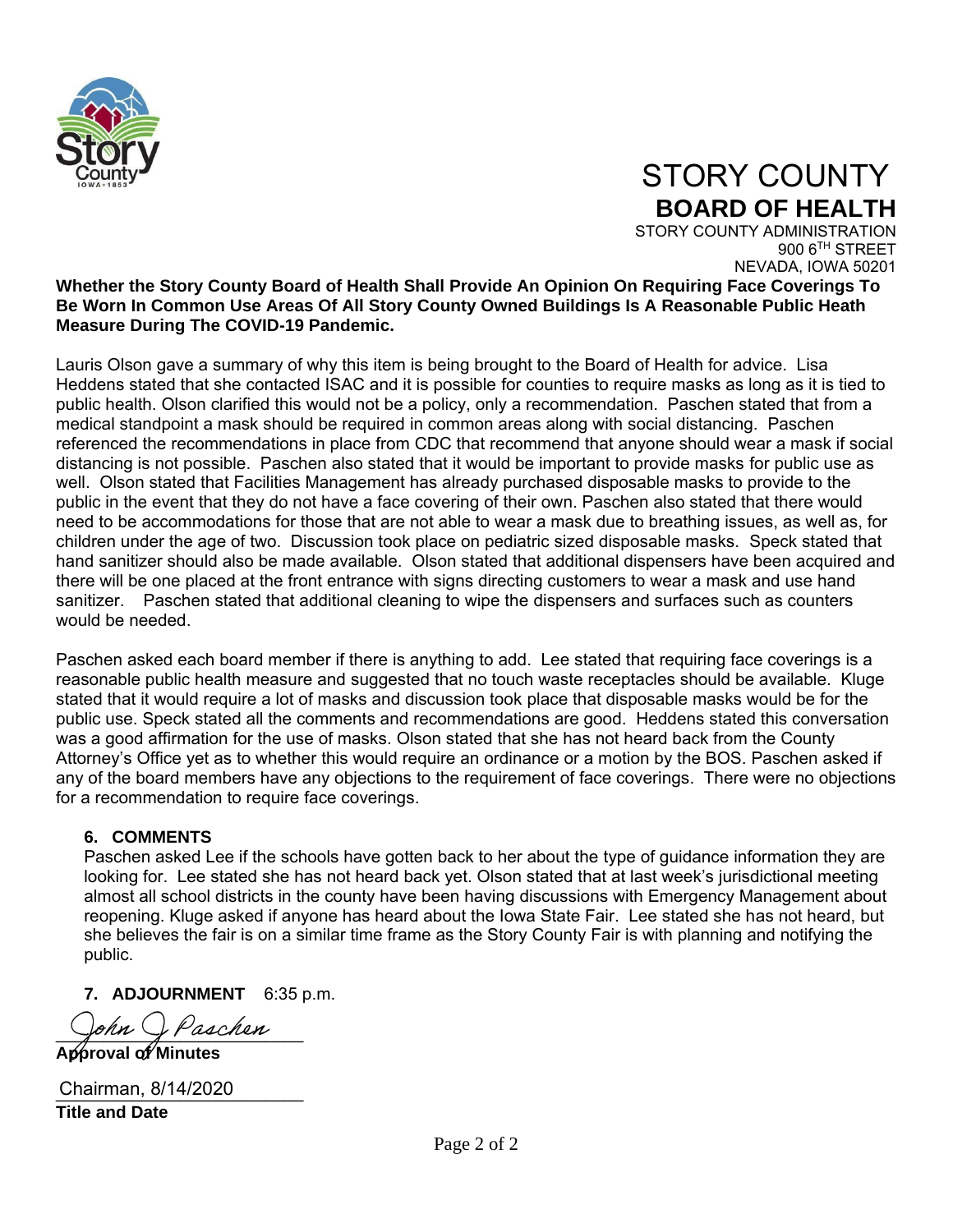# STORY COUNTY
## BOARD OF HEALTH

STORY COUNTY ADMINISTRATION
900 6TH STREET
NEVADA, IOWA 50201

**Whether the Story County Board of Health Shall Provide An Opinion On Requiring Face Coverings To Be Worn In Common Use Areas Of All Story County Owned Buildings Is A Reasonable Public Heath Measure During The COVID-19 Pandemic.**

Lauris Olson gave a summary of why this item is being brought to the Board of Health for advice. Lisa Heddens stated that she contacted ISAC and it is possible for counties to require masks as long as it is tied to public health. Olson clarified this would not be a policy, only a recommendation. Paschen stated that from a medical standpoint a mask should be required in common areas along with social distancing. Paschen referenced the recommendations in place from CDC that recommend that anyone should wear a mask if social distancing is not possible. Paschen also stated that it would be important to provide masks for public use as well. Olson stated that Facilities Management has already purchased disposable masks to provide to the public in the event that they do not have a face covering of their own. Paschen also stated that there would need to be accommodations for those that are not able to wear a mask due to breathing issues, as well as, for children under the age of two. Discussion took place on pediatric sized disposable masks. Speck stated that hand sanitizer should also be made available. Olson stated that additional dispensers have been acquired and there will be one placed at the front entrance with signs directing customers to wear a mask and use hand sanitizer. Paschen stated that additional cleaning to wipe the dispensers and surfaces such as counters would be needed.

Paschen asked each board member if there is anything to add. Lee stated that requiring face coverings is a reasonable public health measure and suggested that no touch waste receptacles should be available. Kluge stated that it would require a lot of masks and discussion took place that disposable masks would be for the public use. Speck stated all the comments and recommendations are good. Heddens stated this conversation was a good affirmation for the use of masks. Olson stated that she has not heard back from the County Attorney's Office yet as to whether this would require an ordinance or a motion by the BOS. Paschen asked if any of the board members have any objections to the requirement of face coverings. There were no objections for a recommendation to require face coverings.

**6. COMMENTS**

Paschen asked Lee if the schools have gotten back to her about the type of guidance information they are looking for. Lee stated she has not heard back yet. Olson stated that at last week's jurisdictional meeting almost all school districts in the county have been having discussions with Emergency Management about reopening. Kluge asked if anyone has heard about the Iowa State Fair. Lee stated she has not heard, but she believes the fair is on a similar time frame as the Story County Fair is with planning and notifying the public.

**7. ADJOURNMENT** 6:35 p.m.

John J Paschen
**Approval of Minutes**

Chairman, 8/14/2020
**Title and Date**